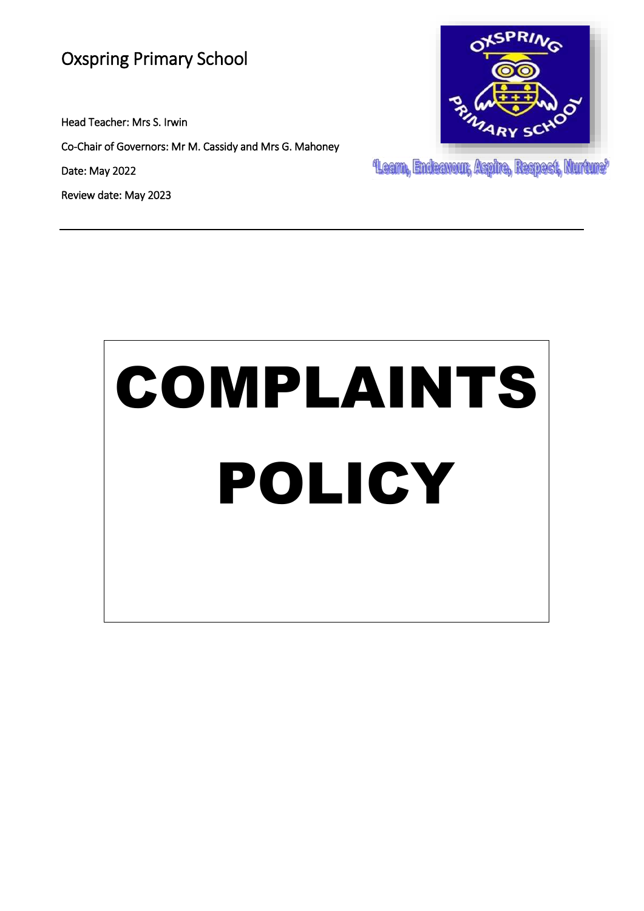Oxspring Primary School

Head Teacher: Mrs S. Irwin

Co-Chair of Governors: Mr M. Cassidy and Mrs G. Mahoney

Date: May 2022

Review date: May 2023

'Learn, Endeavour, Aspire, Respect, Nurture'

---

# COMPLAINTS POLICY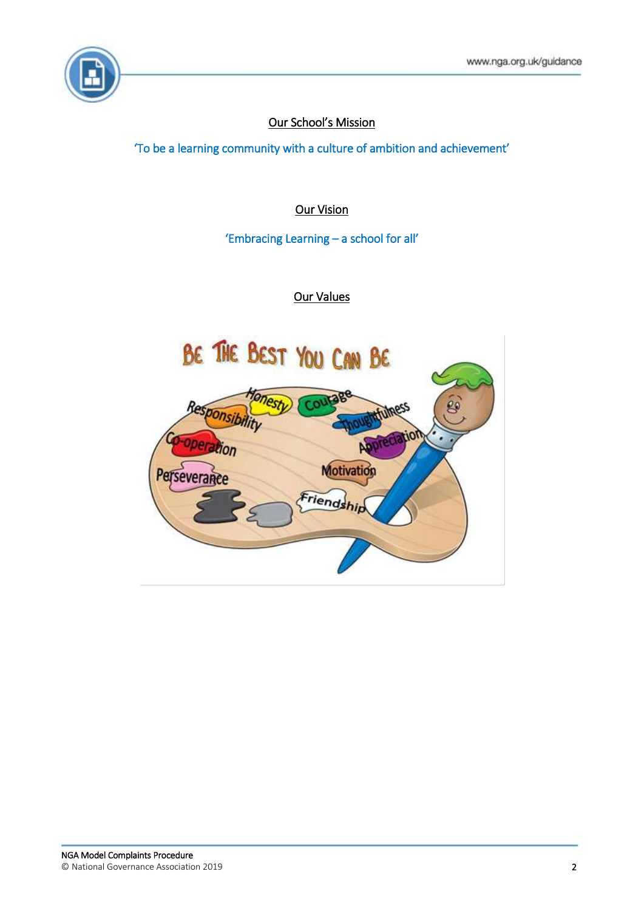## Our School's Mission

'To be a learning community with a culture of ambition and achievement'

## Our Vision

'Embracing Learning – a school for all'

## Our Values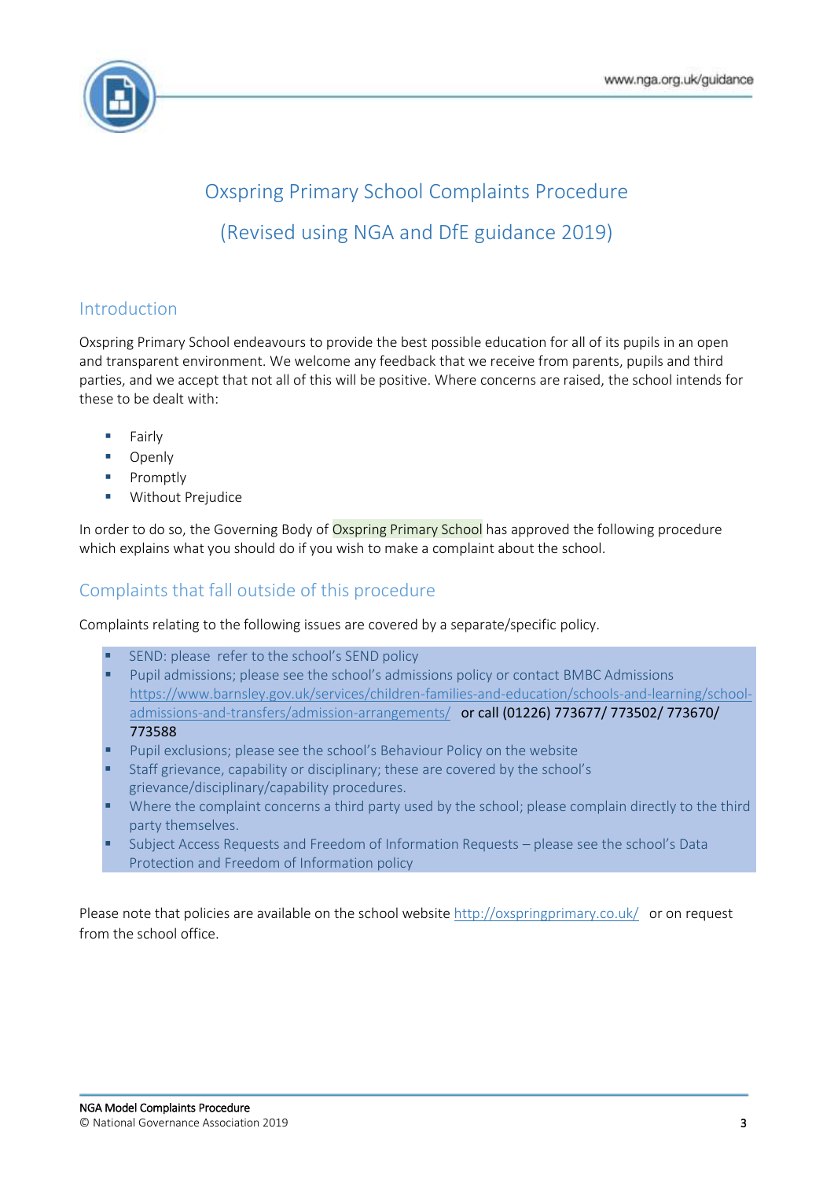# Oxspring Primary School Complaints Procedure

# (Revised using NGA and DfE guidance 2019)

## Introduction

Oxspring Primary School endeavours to provide the best possible education for all of its pupils in an open and transparent environment. We welcome any feedback that we receive from parents, pupils and third parties, and we accept that not all of this will be positive. Where concerns are raised, the school intends for these to be dealt with:

- Fairly
- Openly
- Promptly
- Without Prejudice

In order to do so, the Governing Body of Oxspring Primary School has approved the following procedure which explains what you should do if you wish to make a complaint about the school.

## Complaints that fall outside of this procedure

Complaints relating to the following issues are covered by a separate/specific policy.

- SEND: please refer to the school's SEND policy
- Pupil admissions; please see the school's admissions policy or contact BMBC Admissions https://www.barnsley.gov.uk/services/children-families-and-education/schools-and-learning/school-admissions-and-transfers/admission-arrangements/ or call (01226) 773677/ 773502/ 773670/ 773588
- Pupil exclusions; please see the school's Behaviour Policy on the website
- Staff grievance, capability or disciplinary; these are covered by the school's grievance/disciplinary/capability procedures.
- Where the complaint concerns a third party used by the school; please complain directly to the third party themselves.
- Subject Access Requests and Freedom of Information Requests – please see the school's Data Protection and Freedom of Information policy

Please note that policies are available on the school website http://oxspringprimary.co.uk/ or on request from the school office.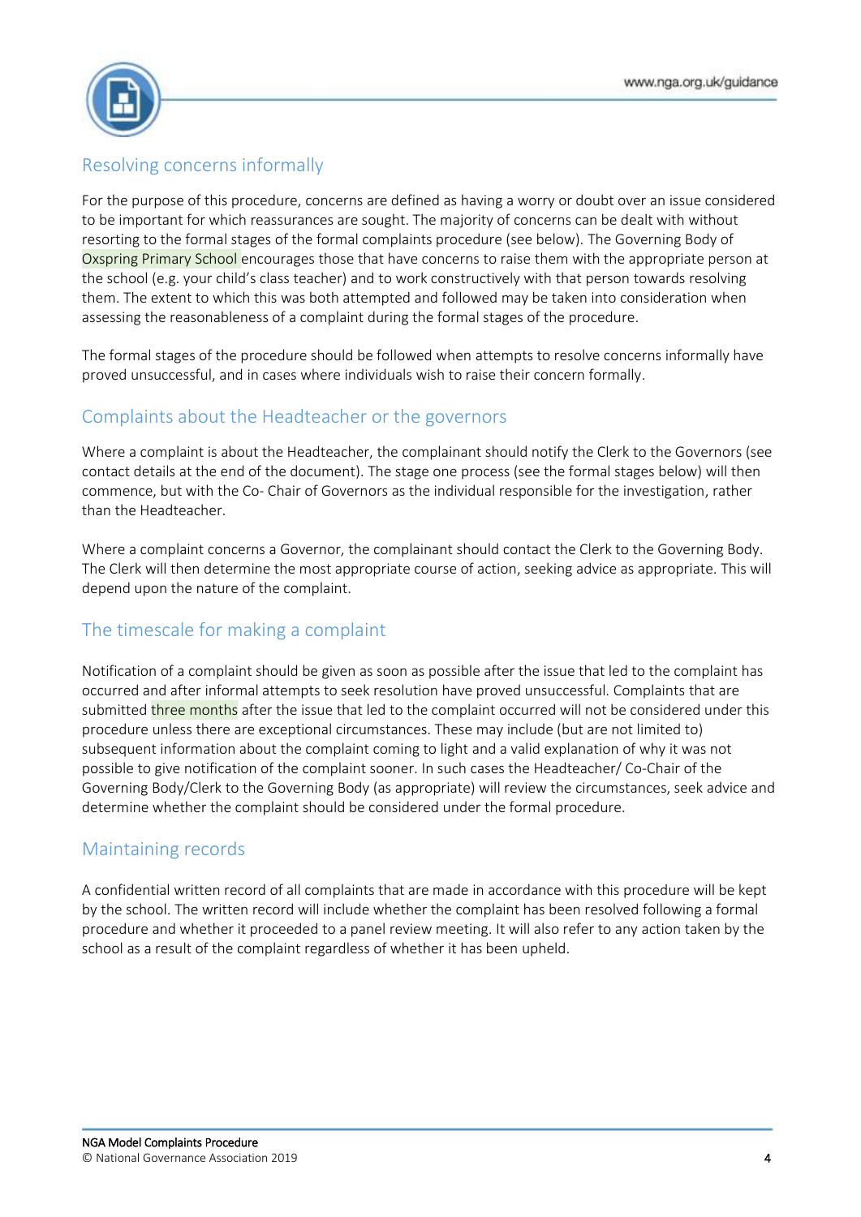## Resolving concerns informally

For the purpose of this procedure, concerns are defined as having a worry or doubt over an issue considered to be important for which reassurances are sought. The majority of concerns can be dealt with without resorting to the formal stages of the formal complaints procedure (see below). The Governing Body of Oxspring Primary School encourages those that have concerns to raise them with the appropriate person at the school (e.g. your child's class teacher) and to work constructively with that person towards resolving them. The extent to which this was both attempted and followed may be taken into consideration when assessing the reasonableness of a complaint during the formal stages of the procedure.

The formal stages of the procedure should be followed when attempts to resolve concerns informally have proved unsuccessful, and in cases where individuals wish to raise their concern formally.

## Complaints about the Headteacher or the governors

Where a complaint is about the Headteacher, the complainant should notify the Clerk to the Governors (see contact details at the end of the document). The stage one process (see the formal stages below) will then commence, but with the Co- Chair of Governors as the individual responsible for the investigation, rather than the Headteacher.

Where a complaint concerns a Governor, the complainant should contact the Clerk to the Governing Body. The Clerk will then determine the most appropriate course of action, seeking advice as appropriate. This will depend upon the nature of the complaint.

## The timescale for making a complaint

Notification of a complaint should be given as soon as possible after the issue that led to the complaint has occurred and after informal attempts to seek resolution have proved unsuccessful. Complaints that are submitted three months after the issue that led to the complaint occurred will not be considered under this procedure unless there are exceptional circumstances. These may include (but are not limited to) subsequent information about the complaint coming to light and a valid explanation of why it was not possible to give notification of the complaint sooner. In such cases the Headteacher/ Co-Chair of the Governing Body/Clerk to the Governing Body (as appropriate) will review the circumstances, seek advice and determine whether the complaint should be considered under the formal procedure.

## Maintaining records

A confidential written record of all complaints that are made in accordance with this procedure will be kept by the school. The written record will include whether the complaint has been resolved following a formal procedure and whether it proceeded to a panel review meeting. It will also refer to any action taken by the school as a result of the complaint regardless of whether it has been upheld.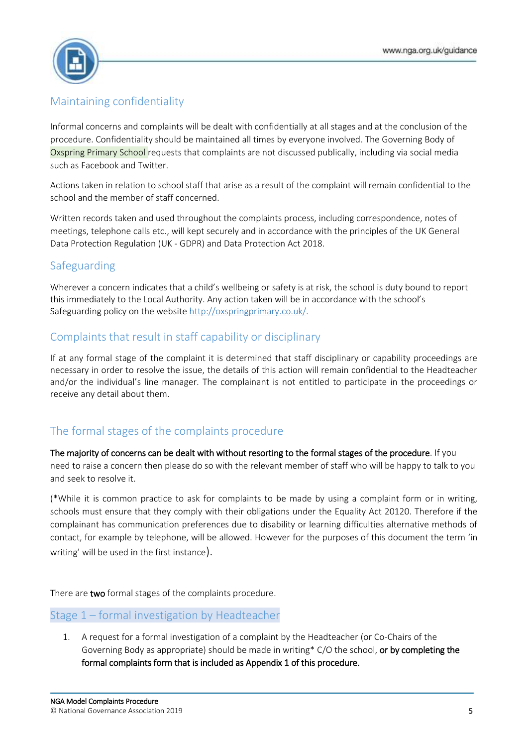## Maintaining confidentiality

Informal concerns and complaints will be dealt with confidentially at all stages and at the conclusion of the procedure. Confidentiality should be maintained all times by everyone involved. The Governing Body of Oxspring Primary School requests that complaints are not discussed publically, including via social media such as Facebook and Twitter.

Actions taken in relation to school staff that arise as a result of the complaint will remain confidential to the school and the member of staff concerned.

Written records taken and used throughout the complaints process, including correspondence, notes of meetings, telephone calls etc., will kept securely and in accordance with the principles of the UK General Data Protection Regulation (UK - GDPR) and Data Protection Act 2018.

## Safeguarding

Wherever a concern indicates that a child's wellbeing or safety is at risk, the school is duty bound to report this immediately to the Local Authority. Any action taken will be in accordance with the school's Safeguarding policy on the website http://oxspringprimary.co.uk/.

## Complaints that result in staff capability or disciplinary

If at any formal stage of the complaint it is determined that staff disciplinary or capability proceedings are necessary in order to resolve the issue, the details of this action will remain confidential to the Headteacher and/or the individual's line manager. The complainant is not entitled to participate in the proceedings or receive any detail about them.

## The formal stages of the complaints procedure

**The majority of concerns can be dealt with without resorting to the formal stages of the procedure**. If you need to raise a concern then please do so with the relevant member of staff who will be happy to talk to you and seek to resolve it.

(*While it is common practice to ask for complaints to be made by using a complaint form or in writing, schools must ensure that they comply with their obligations under the Equality Act 20120. Therefore if the complainant has communication preferences due to disability or learning difficulties alternative methods of contact, for example by telephone, will be allowed. However for the purposes of this document the term 'in writing' will be used in the first instance).

There are **two** formal stages of the complaints procedure.

## Stage 1 – formal investigation by Headteacher

1. A request for a formal investigation of a complaint by the Headteacher (or Co-Chairs of the Governing Body as appropriate) should be made in writing* C/O the school, **or by completing the formal complaints form that is included as Appendix 1 of this procedure.**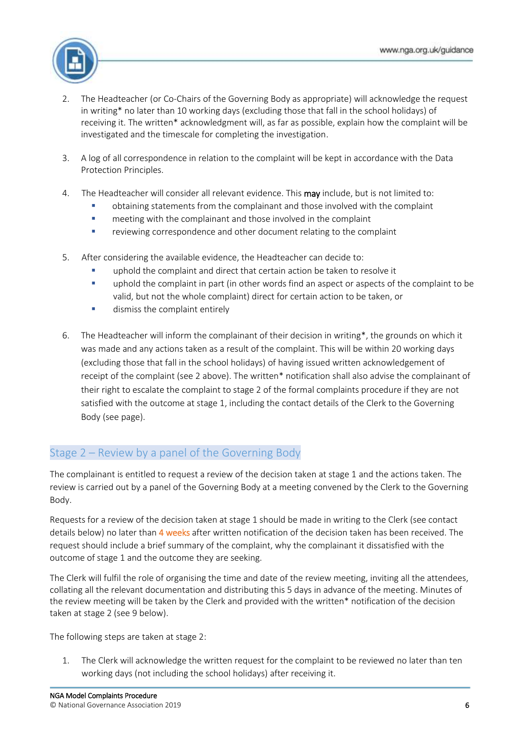2. The Headteacher (or Co-Chairs of the Governing Body as appropriate) will acknowledge the request in writing* no later than 10 working days (excluding those that fall in the school holidays) of receiving it. The written* acknowledgment will, as far as possible, explain how the complaint will be investigated and the timescale for completing the investigation.

3. A log of all correspondence in relation to the complaint will be kept in accordance with the Data Protection Principles.

4. The Headteacher will consider all relevant evidence. This **may** include, but is not limited to:
   - obtaining statements from the complainant and those involved with the complaint
   - meeting with the complainant and those involved in the complaint
   - reviewing correspondence and other document relating to the complaint

5. After considering the available evidence, the Headteacher can decide to:
   - uphold the complaint and direct that certain action be taken to resolve it
   - uphold the complaint in part (in other words find an aspect or aspects of the complaint to be valid, but not the whole complaint) direct for certain action to be taken, or
   - dismiss the complaint entirely

6. The Headteacher will inform the complainant of their decision in writing*, the grounds on which it was made and any actions taken as a result of the complaint. This will be within 20 working days (excluding those that fall in the school holidays) of having issued written acknowledgement of receipt of the complaint (see 2 above). The written* notification shall also advise the complainant of their right to escalate the complaint to stage 2 of the formal complaints procedure if they are not satisfied with the outcome at stage 1, including the contact details of the Clerk to the Governing Body (see page).

## Stage 2 – Review by a panel of the Governing Body

The complainant is entitled to request a review of the decision taken at stage 1 and the actions taken. The review is carried out by a panel of the Governing Body at a meeting convened by the Clerk to the Governing Body.

Requests for a review of the decision taken at stage 1 should be made in writing to the Clerk (see contact details below) no later than 4 weeks after written notification of the decision taken has been received. The request should include a brief summary of the complaint, why the complainant it dissatisfied with the outcome of stage 1 and the outcome they are seeking.

The Clerk will fulfil the role of organising the time and date of the review meeting, inviting all the attendees, collating all the relevant documentation and distributing this 5 days in advance of the meeting. Minutes of the review meeting will be taken by the Clerk and provided with the written* notification of the decision taken at stage 2 (see 9 below).

The following steps are taken at stage 2:

1. The Clerk will acknowledge the written request for the complaint to be reviewed no later than ten working days (not including the school holidays) after receiving it.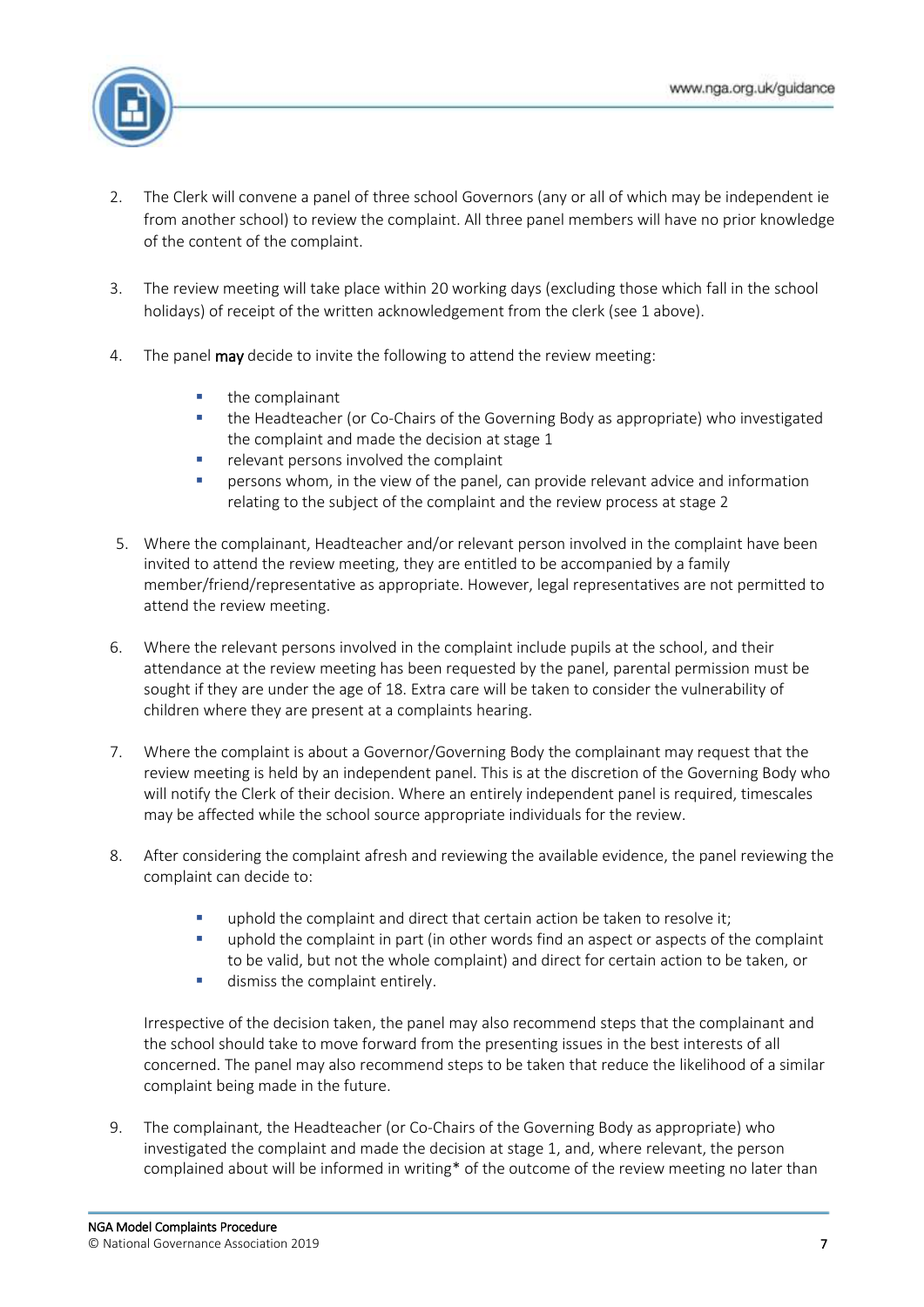2. The Clerk will convene a panel of three school Governors (any or all of which may be independent ie from another school) to review the complaint. All three panel members will have no prior knowledge of the content of the complaint.

3. The review meeting will take place within 20 working days (excluding those which fall in the school holidays) of receipt of the written acknowledgement from the clerk (see 1 above).

4. The panel **may** decide to invite the following to attend the review meeting:

    - the complainant
    - the Headteacher (or Co-Chairs of the Governing Body as appropriate) who investigated the complaint and made the decision at stage 1
    - relevant persons involved the complaint
    - persons whom, in the view of the panel, can provide relevant advice and information relating to the subject of the complaint and the review process at stage 2

5. Where the complainant, Headteacher and/or relevant person involved in the complaint have been invited to attend the review meeting, they are entitled to be accompanied by a family member/friend/representative as appropriate. However, legal representatives are not permitted to attend the review meeting.

6. Where the relevant persons involved in the complaint include pupils at the school, and their attendance at the review meeting has been requested by the panel, parental permission must be sought if they are under the age of 18. Extra care will be taken to consider the vulnerability of children where they are present at a complaints hearing.

7. Where the complaint is about a Governor/Governing Body the complainant may request that the review meeting is held by an independent panel. This is at the discretion of the Governing Body who will notify the Clerk of their decision. Where an entirely independent panel is required, timescales may be affected while the school source appropriate individuals for the review.

8. After considering the complaint afresh and reviewing the available evidence, the panel reviewing the complaint can decide to:

    - uphold the complaint and direct that certain action be taken to resolve it;
    - uphold the complaint in part (in other words find an aspect or aspects of the complaint to be valid, but not the whole complaint) and direct for certain action to be taken, or
    - dismiss the complaint entirely.

    Irrespective of the decision taken, the panel may also recommend steps that the complainant and the school should take to move forward from the presenting issues in the best interests of all concerned. The panel may also recommend steps to be taken that reduce the likelihood of a similar complaint being made in the future.

9. The complainant, the Headteacher (or Co-Chairs of the Governing Body as appropriate) who investigated the complaint and made the decision at stage 1, and, where relevant, the person complained about will be informed in writing* of the outcome of the review meeting no later than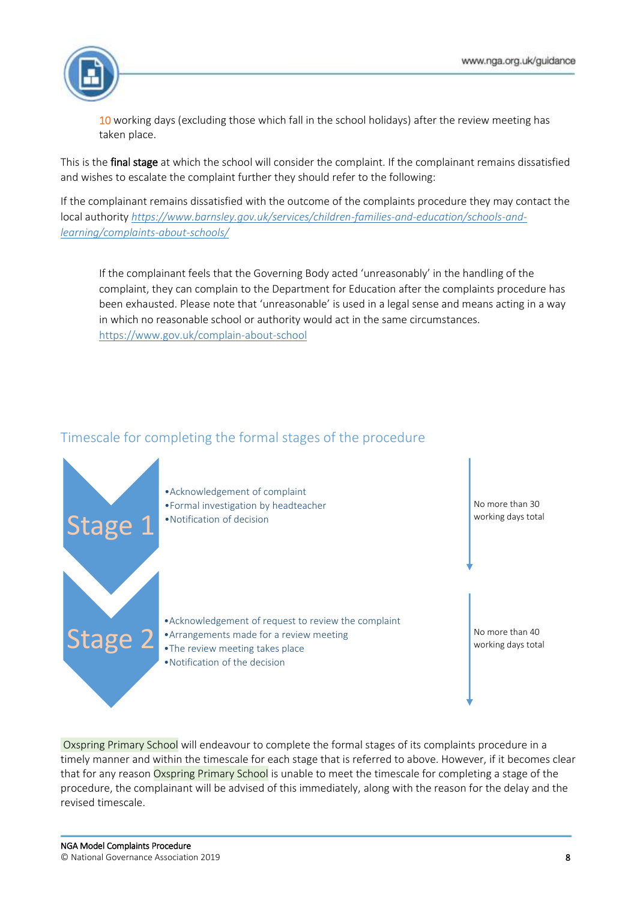10 working days (excluding those which fall in the school holidays) after the review meeting has taken place.

This is the **final stage** at which the school will consider the complaint. If the complainant remains dissatisfied and wishes to escalate the complaint further they should refer to the following:

If the complainant remains dissatisfied with the outcome of the complaints procedure they may contact the local authority *https://www.barnsley.gov.uk/services/children-families-and-education/schools-and-learning/complaints-about-schools/*

If the complainant feels that the Governing Body acted 'unreasonably' in the handling of the complaint, they can complain to the Department for Education after the complaints procedure has been exhausted. Please note that 'unreasonable' is used in a legal sense and means acting in a way in which no reasonable school or authority would act in the same circumstances. https://www.gov.uk/complain-about-school

## Timescale for completing the formal stages of the procedure

**Stage 1**

- Acknowledgement of complaint
- Formal investigation by headteacher
- Notification of decision

No more than 30 working days total

**Stage 2**

- Acknowledgement of request to review the complaint
- Arrangements made for a review meeting
- The review meeting takes place
- Notification of the decision

No more than 40 working days total

Oxspring Primary School will endeavour to complete the formal stages of its complaints procedure in a timely manner and within the timescale for each stage that is referred to above. However, if it becomes clear that for any reason Oxspring Primary School is unable to meet the timescale for completing a stage of the procedure, the complainant will be advised of this immediately, along with the reason for the delay and the revised timescale.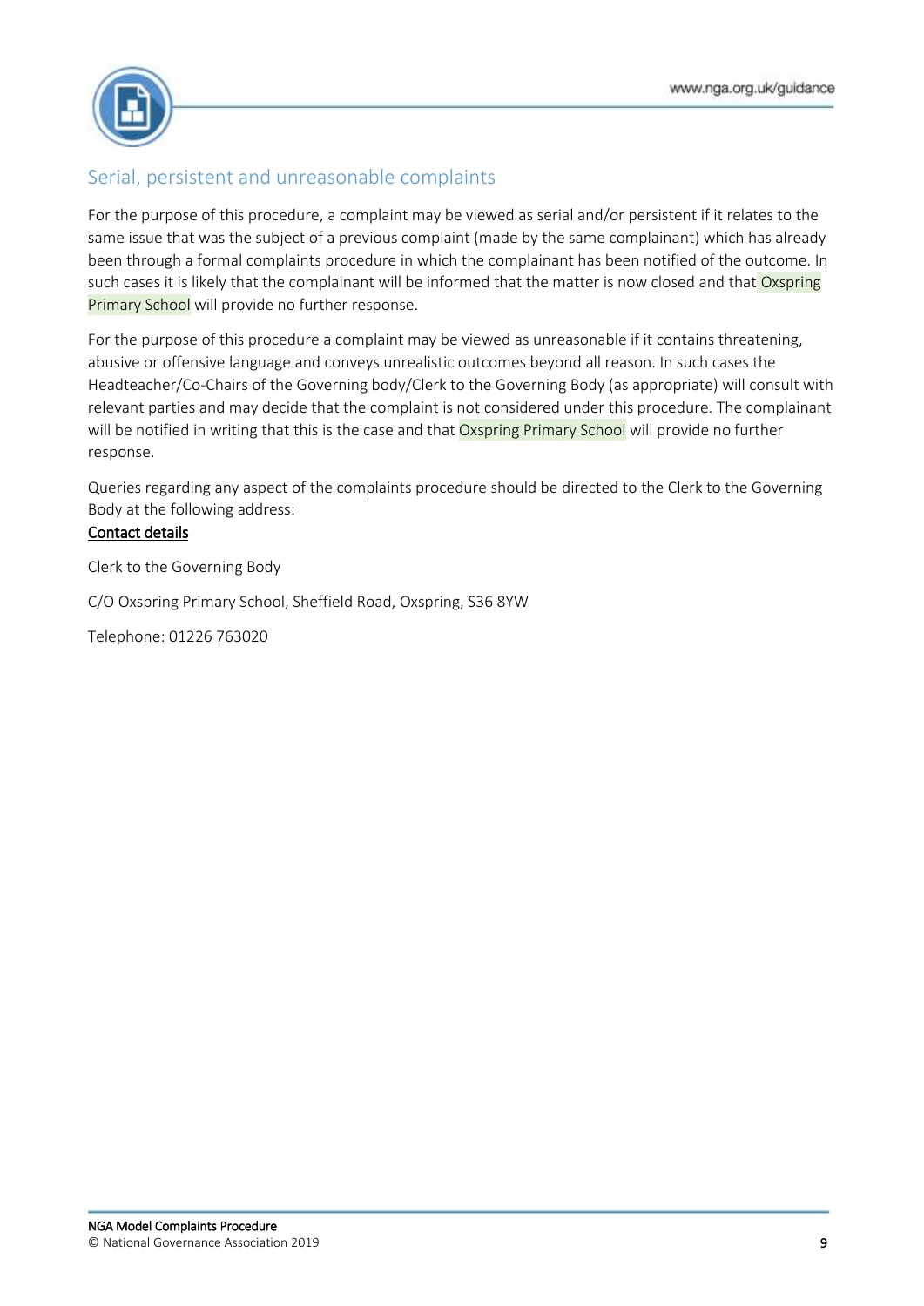## Serial, persistent and unreasonable complaints

For the purpose of this procedure, a complaint may be viewed as serial and/or persistent if it relates to the same issue that was the subject of a previous complaint (made by the same complainant) which has already been through a formal complaints procedure in which the complainant has been notified of the outcome. In such cases it is likely that the complainant will be informed that the matter is now closed and that Oxspring Primary School will provide no further response.

For the purpose of this procedure a complaint may be viewed as unreasonable if it contains threatening, abusive or offensive language and conveys unrealistic outcomes beyond all reason. In such cases the Headteacher/Co-Chairs of the Governing body/Clerk to the Governing Body (as appropriate) will consult with relevant parties and may decide that the complaint is not considered under this procedure. The complainant will be notified in writing that this is the case and that Oxspring Primary School will provide no further response.

Queries regarding any aspect of the complaints procedure should be directed to the Clerk to the Governing Body at the following address:

**Contact details**

Clerk to the Governing Body

C/O Oxspring Primary School, Sheffield Road, Oxspring, S36 8YW

Telephone: 01226 763020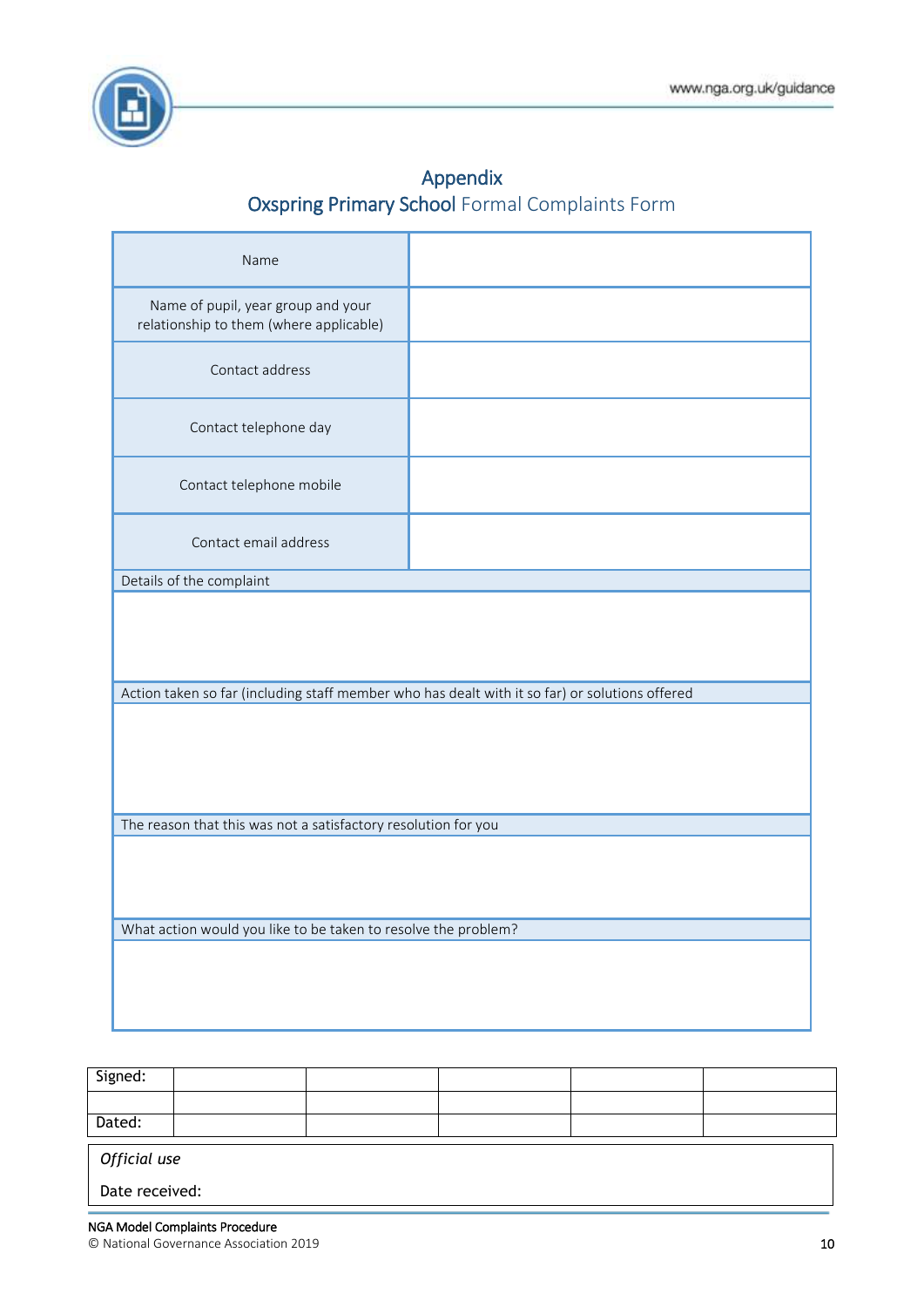## Appendix

## Oxspring Primary School Formal Complaints Form

| | |
|---|---|
| Name | |
| Name of pupil, year group and your relationship to them (where applicable) | |
| Contact address | |
| Contact telephone day | |
| Contact telephone mobile | |
| Contact email address | |

| |
|---|
| Details of the complaint |
| |
| Action taken so far (including staff member who has dealt with it so far) or solutions offered |
| |
| The reason that this was not a satisfactory resolution for you |
| |
| What action would you like to be taken to resolve the problem? |
| |

| | | | | | |
|---|---|---|---|---|---|
| Signed: | | | | | |
| | | | | | |
| Dated: | | | | | |

*Official use*

Date received:

NGA Model Complaints Procedure
© National Governance Association 2019